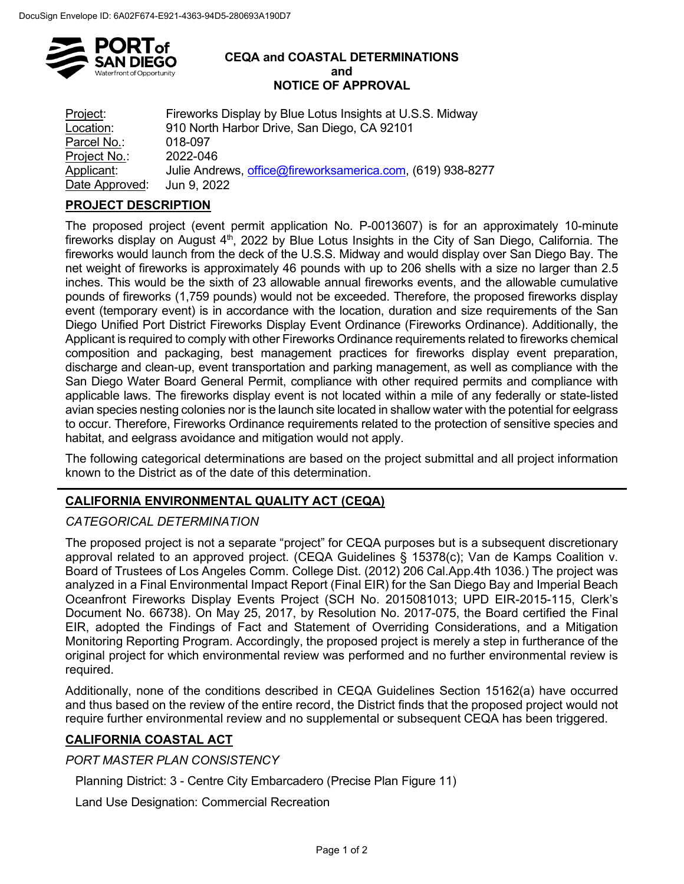DocuSign Envelope ID: 6A02F674-E921-4363-94D5-280693A190D7

# CEQA and COASTAL DETERMINATIONS and NOTICE OF APPROVAL

| | |
|---|---|
| Project: | Fireworks Display by Blue Lotus Insights at U.S.S. Midway |
| Location: | 910 North Harbor Drive, San Diego, CA 92101 |
| Parcel No.: | 018-097 |
| Project No.: | 2022-046 |
| Applicant: | Julie Andrews, office@fireworksamerica.com, (619) 938-8277 |
| Date Approved: | Jun 9, 2022 |

## PROJECT DESCRIPTION

The proposed project (event permit application No. P-0013607) is for an approximately 10-minute fireworks display on August 4th, 2022 by Blue Lotus Insights in the City of San Diego, California. The fireworks would launch from the deck of the U.S.S. Midway and would display over San Diego Bay. The net weight of fireworks is approximately 46 pounds with up to 206 shells with a size no larger than 2.5 inches. This would be the sixth of 23 allowable annual fireworks events, and the allowable cumulative pounds of fireworks (1,759 pounds) would not be exceeded. Therefore, the proposed fireworks display event (temporary event) is in accordance with the location, duration and size requirements of the San Diego Unified Port District Fireworks Display Event Ordinance (Fireworks Ordinance). Additionally, the Applicant is required to comply with other Fireworks Ordinance requirements related to fireworks chemical composition and packaging, best management practices for fireworks display event preparation, discharge and clean-up, event transportation and parking management, as well as compliance with the San Diego Water Board General Permit, compliance with other required permits and compliance with applicable laws. The fireworks display event is not located within a mile of any federally or state-listed avian species nesting colonies nor is the launch site located in shallow water with the potential for eelgrass to occur. Therefore, Fireworks Ordinance requirements related to the protection of sensitive species and habitat, and eelgrass avoidance and mitigation would not apply.

The following categorical determinations are based on the project submittal and all project information known to the District as of the date of this determination.

---

## CALIFORNIA ENVIRONMENTAL QUALITY ACT (CEQA)

*CATEGORICAL DETERMINATION*

The proposed project is not a separate "project" for CEQA purposes but is a subsequent discretionary approval related to an approved project. (CEQA Guidelines § 15378(c); Van de Kamps Coalition v. Board of Trustees of Los Angeles Comm. College Dist. (2012) 206 Cal.App.4th 1036.) The project was analyzed in a Final Environmental Impact Report (Final EIR) for the San Diego Bay and Imperial Beach Oceanfront Fireworks Display Events Project (SCH No. 2015081013; UPD EIR-2015-115, Clerk's Document No. 66738). On May 25, 2017, by Resolution No. 2017-075, the Board certified the Final EIR, adopted the Findings of Fact and Statement of Overriding Considerations, and a Mitigation Monitoring Reporting Program. Accordingly, the proposed project is merely a step in furtherance of the original project for which environmental review was performed and no further environmental review is required.

Additionally, none of the conditions described in CEQA Guidelines Section 15162(a) have occurred and thus based on the review of the entire record, the District finds that the proposed project would not require further environmental review and no supplemental or subsequent CEQA has been triggered.

## CALIFORNIA COASTAL ACT

*PORT MASTER PLAN CONSISTENCY*

Planning District: 3 - Centre City Embarcadero (Precise Plan Figure 11)

Land Use Designation: Commercial Recreation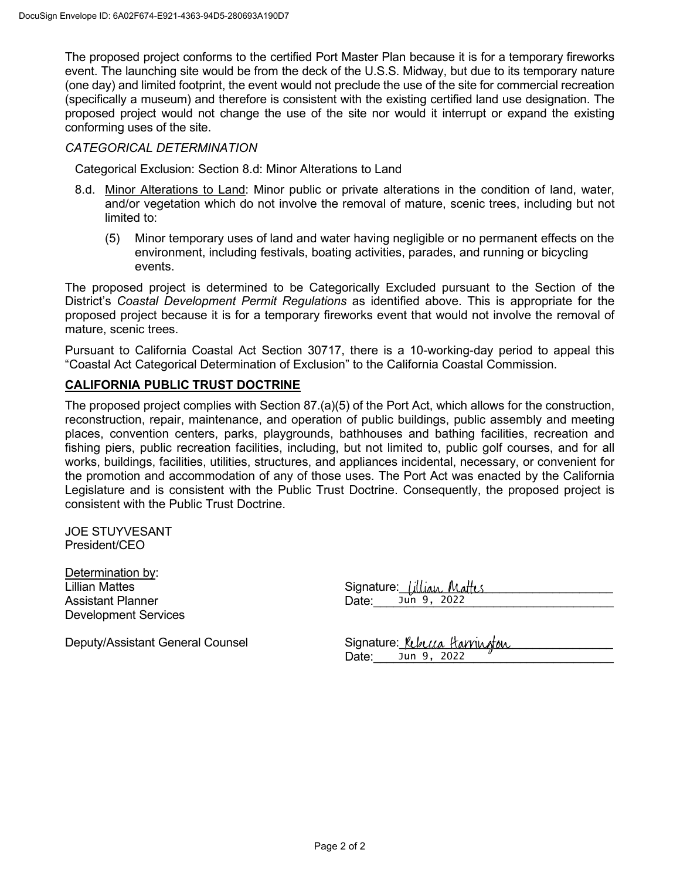The proposed project conforms to the certified Port Master Plan because it is for a temporary fireworks event. The launching site would be from the deck of the U.S.S. Midway, but due to its temporary nature (one day) and limited footprint, the event would not preclude the use of the site for commercial recreation (specifically a museum) and therefore is consistent with the existing certified land use designation. The proposed project would not change the use of the site nor would it interrupt or expand the existing conforming uses of the site.

*CATEGORICAL DETERMINATION*

Categorical Exclusion: Section 8.d: Minor Alterations to Land

8.d. Minor Alterations to Land: Minor public or private alterations in the condition of land, water, and/or vegetation which do not involve the removal of mature, scenic trees, including but not limited to:

(5) Minor temporary uses of land and water having negligible or no permanent effects on the environment, including festivals, boating activities, parades, and running or bicycling events.

The proposed project is determined to be Categorically Excluded pursuant to the Section of the District's *Coastal Development Permit Regulations* as identified above. This is appropriate for the proposed project because it is for a temporary fireworks event that would not involve the removal of mature, scenic trees.

Pursuant to California Coastal Act Section 30717, there is a 10-working-day period to appeal this "Coastal Act Categorical Determination of Exclusion" to the California Coastal Commission.

## CALIFORNIA PUBLIC TRUST DOCTRINE

The proposed project complies with Section 87.(a)(5) of the Port Act, which allows for the construction, reconstruction, repair, maintenance, and operation of public buildings, public assembly and meeting places, convention centers, parks, playgrounds, bathhouses and bathing facilities, recreation and fishing piers, public recreation facilities, including, but not limited to, public golf courses, and for all works, buildings, facilities, utilities, structures, and appliances incidental, necessary, or convenient for the promotion and accommodation of any of those uses. The Port Act was enacted by the California Legislature and is consistent with the Public Trust Doctrine. Consequently, the proposed project is consistent with the Public Trust Doctrine.

JOE STUYVESANT
President/CEO

Determination by:
Lillian Mattes
Assistant Planner
Development Services

Signature: Lillian Mattes
Date: Jun 9, 2022

Deputy/Assistant General Counsel

Signature: Rebecca Harrington
Date: Jun 9, 2022